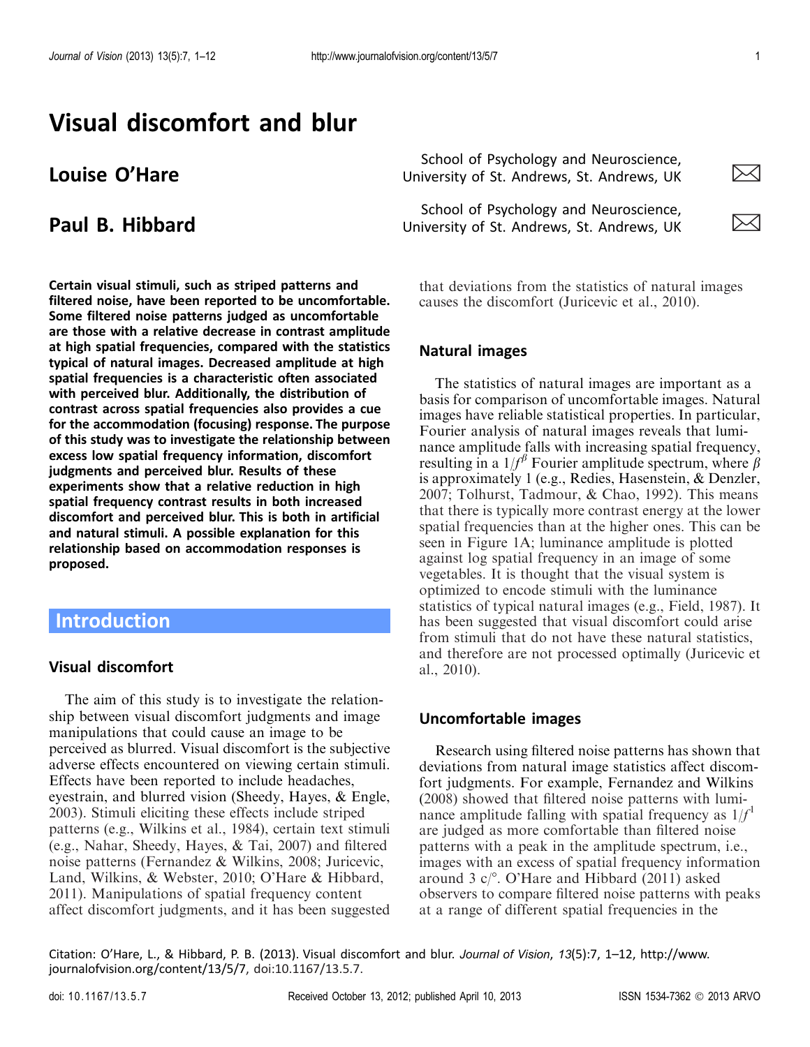# Visual discomfort and blur

**Louise O'Hare** — School of Psychology and Neuroscience, University of St. Andrews, St. Andrews, UK

**Paul B. Hibbard** — School of Psychology and Neuroscience, University of St. Andrews, St. Andrews, UK

**Certain visual stimuli, such as striped patterns and filtered noise, have been reported to be uncomfortable. Some filtered noise patterns judged as uncomfortable are those with a relative decrease in contrast amplitude at high spatial frequencies, compared with the statistics typical of natural images. Decreased amplitude at high spatial frequencies is a characteristic often associated with perceived blur. Additionally, the distribution of contrast across spatial frequencies also provides a cue for the accommodation (focusing) response. The purpose of this study was to investigate the relationship between excess low spatial frequency information, discomfort judgments and perceived blur. Results of these experiments show that a relative reduction in high spatial frequency contrast results in both increased discomfort and perceived blur. This is both in artificial and natural stimuli. A possible explanation for this relationship based on accommodation responses is proposed.**

## Introduction

### Visual discomfort

The aim of this study is to investigate the relationship between visual discomfort judgments and image manipulations that could cause an image to be perceived as blurred. Visual discomfort is the subjective adverse effects encountered on viewing certain stimuli. Effects have been reported to include headaches, eyestrain, and blurred vision (Sheedy, Hayes, & Engle, 2003). Stimuli eliciting these effects include striped patterns (e.g., Wilkins et al., 1984), certain text stimuli (e.g., Nahar, Sheedy, Hayes, & Tai, 2007) and filtered noise patterns (Fernandez & Wilkins, 2008; Juricevic, Land, Wilkins, & Webster, 2010; O'Hare & Hibbard, 2011). Manipulations of spatial frequency content affect discomfort judgments, and it has been suggested that deviations from the statistics of natural images causes the discomfort (Juricevic et al., 2010).

### Natural images

The statistics of natural images are important as a basis for comparison of uncomfortable images. Natural images have reliable statistical properties. In particular, Fourier analysis of natural images reveals that luminance amplitude falls with increasing spatial frequency, resulting in a $1/f^{\beta}$ Fourier amplitude spectrum, where $\beta$ is approximately 1 (e.g., Redies, Hasenstein, & Denzler, 2007; Tolhurst, Tadmour, & Chao, 1992). This means that there is typically more contrast energy at the lower spatial frequencies than at the higher ones. This can be seen in Figure 1A; luminance amplitude is plotted against log spatial frequency in an image of some vegetables. It is thought that the visual system is optimized to encode stimuli with the luminance statistics of typical natural images (e.g., Field, 1987). It has been suggested that visual discomfort could arise from stimuli that do not have these natural statistics, and therefore are not processed optimally (Juricevic et al., 2010).

### Uncomfortable images

Research using filtered noise patterns has shown that deviations from natural image statistics affect discomfort judgments. For example, Fernandez and Wilkins (2008) showed that filtered noise patterns with luminance amplitude falling with spatial frequency as $1/f^{1}$ are judged as more comfortable than filtered noise patterns with a peak in the amplitude spectrum, i.e., images with an excess of spatial frequency information around 3 c/°. O'Hare and Hibbard (2011) asked observers to compare filtered noise patterns with peaks at a range of different spatial frequencies in the

Citation: O'Hare, L., & Hibbard, P. B. (2013). Visual discomfort and blur. *Journal of Vision*, *13*(5):7, 1–12, http://www.journalofvision.org/content/13/5/7, doi:10.1167/13.5.7.

doi: 10.1167/13.5.7 Received October 13, 2012; published April 10, 2013 ISSN 1534-7362 © 2013 ARVO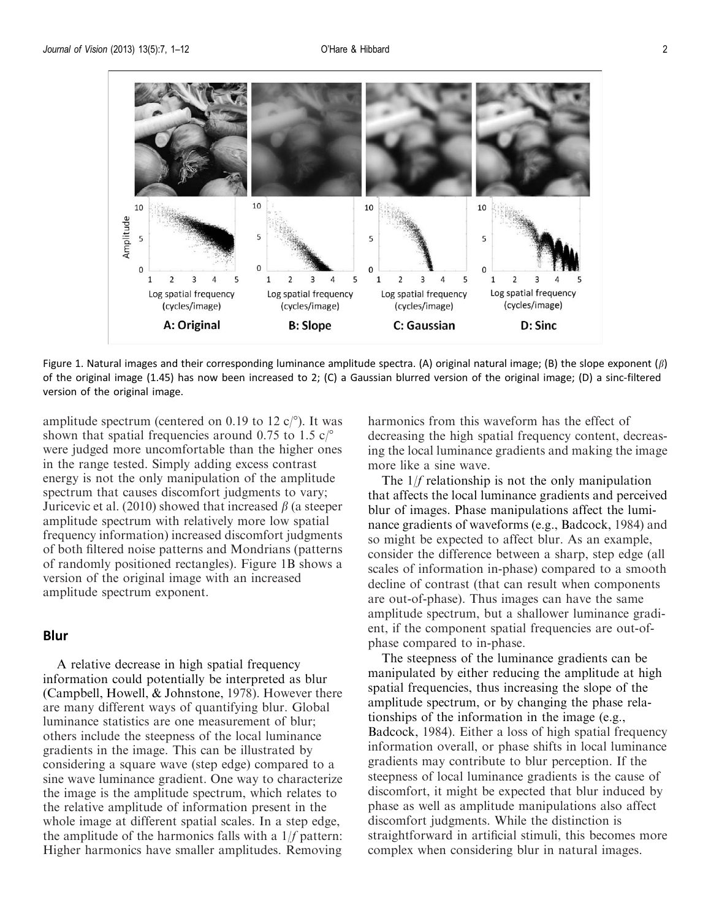Figure 1. Natural images and their corresponding luminance amplitude spectra. (A) original natural image; (B) the slope exponent ($\beta$) of the original image (1.45) has now been increased to 2; (C) a Gaussian blurred version of the original image; (D) a sinc-filtered version of the original image.

amplitude spectrum (centered on 0.19 to 12 c/°). It was shown that spatial frequencies around 0.75 to 1.5 c/° were judged more uncomfortable than the higher ones in the range tested. Simply adding excess contrast energy is not the only manipulation of the amplitude spectrum that causes discomfort judgments to vary; Juricevic et al. (2010) showed that increased $\beta$ (a steeper amplitude spectrum with relatively more low spatial frequency information) increased discomfort judgments of both filtered noise patterns and Mondrians (patterns of randomly positioned rectangles). Figure 1B shows a version of the original image with an increased amplitude spectrum exponent.

## Blur

A relative decrease in high spatial frequency information could potentially be interpreted as blur (Campbell, Howell, & Johnstone, 1978). However there are many different ways of quantifying blur. Global luminance statistics are one measurement of blur; others include the steepness of the local luminance gradients in the image. This can be illustrated by considering a square wave (step edge) compared to a sine wave luminance gradient. One way to characterize the image is the amplitude spectrum, which relates to the relative amplitude of information present in the whole image at different spatial scales. In a step edge, the amplitude of the harmonics falls with a $1/f$ pattern: Higher harmonics have smaller amplitudes. Removing harmonics from this waveform has the effect of decreasing the high spatial frequency content, decreasing the local luminance gradients and making the image more like a sine wave.

The $1/f$ relationship is not the only manipulation that affects the local luminance gradients and perceived blur of images. Phase manipulations affect the luminance gradients of waveforms (e.g., Badcock, 1984) and so might be expected to affect blur. As an example, consider the difference between a sharp, step edge (all scales of information in-phase) compared to a smooth decline of contrast (that can result when components are out-of-phase). Thus images can have the same amplitude spectrum, but a shallower luminance gradient, if the component spatial frequencies are out-of-phase compared to in-phase.

The steepness of the luminance gradients can be manipulated by either reducing the amplitude at high spatial frequencies, thus increasing the slope of the amplitude spectrum, or by changing the phase relationships of the information in the image (e.g., Badcock, 1984). Either a loss of high spatial frequency information overall, or phase shifts in local luminance gradients may contribute to blur perception. If the steepness of local luminance gradients is the cause of discomfort, it might be expected that blur induced by phase as well as amplitude manipulations also affect discomfort judgments. While the distinction is straightforward in artificial stimuli, this becomes more complex when considering blur in natural images.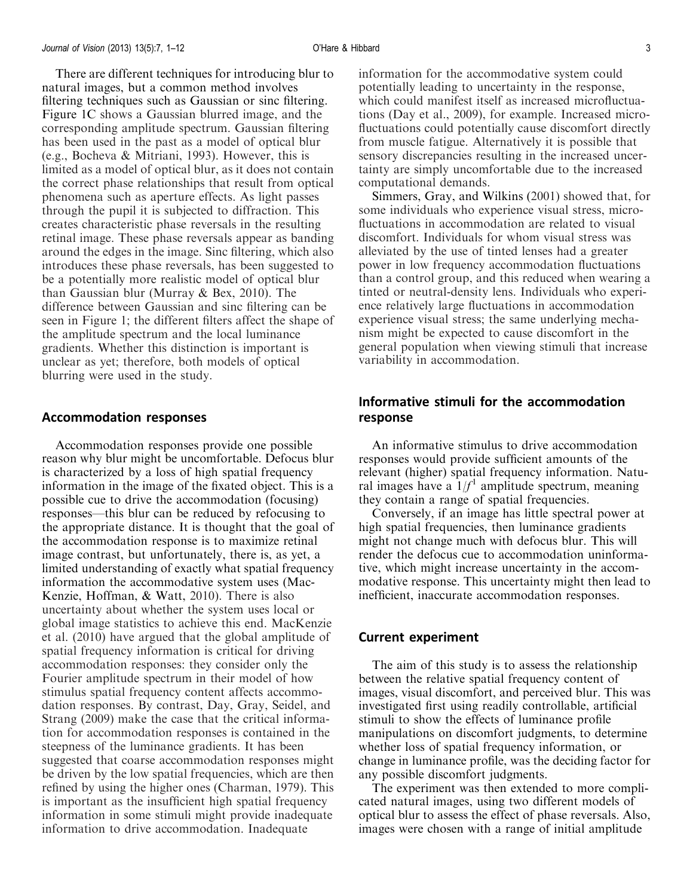There are different techniques for introducing blur to natural images, but a common method involves filtering techniques such as Gaussian or sinc filtering. Figure 1C shows a Gaussian blurred image, and the corresponding amplitude spectrum. Gaussian filtering has been used in the past as a model of optical blur (e.g., Bocheva & Mitriani, 1993). However, this is limited as a model of optical blur, as it does not contain the correct phase relationships that result from optical phenomena such as aperture effects. As light passes through the pupil it is subjected to diffraction. This creates characteristic phase reversals in the resulting retinal image. These phase reversals appear as banding around the edges in the image. Sinc filtering, which also introduces these phase reversals, has been suggested to be a potentially more realistic model of optical blur than Gaussian blur (Murray & Bex, 2010). The difference between Gaussian and sinc filtering can be seen in Figure 1; the different filters affect the shape of the amplitude spectrum and the local luminance gradients. Whether this distinction is important is unclear as yet; therefore, both models of optical blurring were used in the study.

## Accommodation responses

Accommodation responses provide one possible reason why blur might be uncomfortable. Defocus blur is characterized by a loss of high spatial frequency information in the image of the fixated object. This is a possible cue to drive the accommodation (focusing) responses—this blur can be reduced by refocusing to the appropriate distance. It is thought that the goal of the accommodation response is to maximize retinal image contrast, but unfortunately, there is, as yet, a limited understanding of exactly what spatial frequency information the accommodative system uses (MacKenzie, Hoffman, & Watt, 2010). There is also uncertainty about whether the system uses local or global image statistics to achieve this end. MacKenzie et al. (2010) have argued that the global amplitude of spatial frequency information is critical for driving accommodation responses: they consider only the Fourier amplitude spectrum in their model of how stimulus spatial frequency content affects accommodation responses. By contrast, Day, Gray, Seidel, and Strang (2009) make the case that the critical information for accommodation responses is contained in the steepness of the luminance gradients. It has been suggested that coarse accommodation responses might be driven by the low spatial frequencies, which are then refined by using the higher ones (Charman, 1979). This is important as the insufficient high spatial frequency information in some stimuli might provide inadequate information to drive accommodation. Inadequate information for the accommodative system could potentially leading to uncertainty in the response, which could manifest itself as increased microfluctuations (Day et al., 2009), for example. Increased microfluctuations could potentially cause discomfort directly from muscle fatigue. Alternatively it is possible that sensory discrepancies resulting in the increased uncertainty are simply uncomfortable due to the increased computational demands.

Simmers, Gray, and Wilkins (2001) showed that, for some individuals who experience visual stress, microfluctuations in accommodation are related to visual discomfort. Individuals for whom visual stress was alleviated by the use of tinted lenses had a greater power in low frequency accommodation fluctuations than a control group, and this reduced when wearing a tinted or neutral-density lens. Individuals who experience relatively large fluctuations in accommodation experience visual stress; the same underlying mechanism might be expected to cause discomfort in the general population when viewing stimuli that increase variability in accommodation.

## Informative stimuli for the accommodation response

An informative stimulus to drive accommodation responses would provide sufficient amounts of the relevant (higher) spatial frequency information. Natural images have a $1/f^1$ amplitude spectrum, meaning they contain a range of spatial frequencies.

Conversely, if an image has little spectral power at high spatial frequencies, then luminance gradients might not change much with defocus blur. This will render the defocus cue to accommodation uninformative, which might increase uncertainty in the accommodative response. This uncertainty might then lead to inefficient, inaccurate accommodation responses.

## Current experiment

The aim of this study is to assess the relationship between the relative spatial frequency content of images, visual discomfort, and perceived blur. This was investigated first using readily controllable, artificial stimuli to show the effects of luminance profile manipulations on discomfort judgments, to determine whether loss of spatial frequency information, or change in luminance profile, was the deciding factor for any possible discomfort judgments.

The experiment was then extended to more complicated natural images, using two different models of optical blur to assess the effect of phase reversals. Also, images were chosen with a range of initial amplitude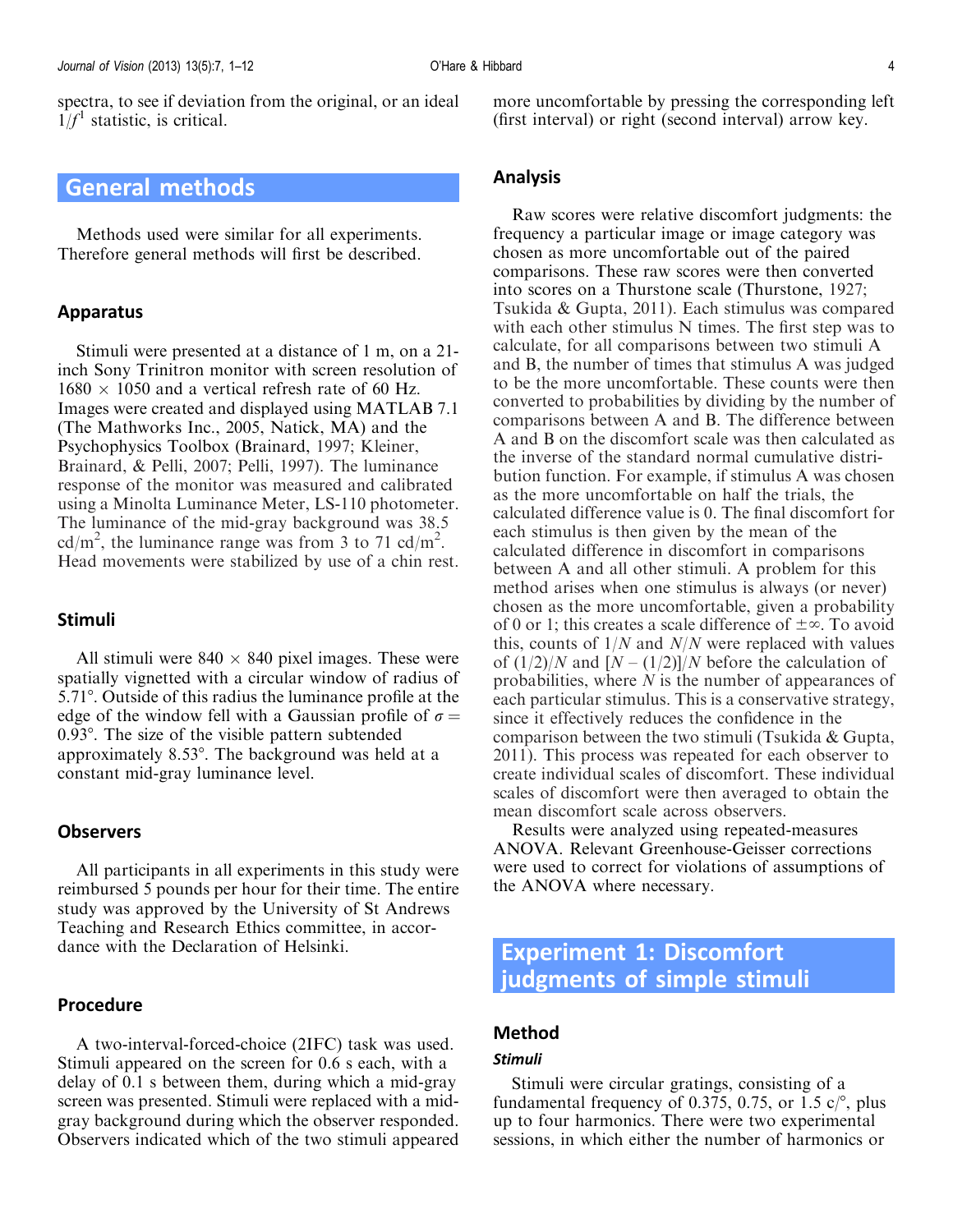spectra, to see if deviation from the original, or an ideal $1/f^1$ statistic, is critical.

## General methods

Methods used were similar for all experiments. Therefore general methods will first be described.

### Apparatus

Stimuli were presented at a distance of 1 m, on a 21-inch Sony Trinitron monitor with screen resolution of $1680 \times 1050$ and a vertical refresh rate of 60 Hz. Images were created and displayed using MATLAB 7.1 (The Mathworks Inc., 2005, Natick, MA) and the Psychophysics Toolbox (Brainard, 1997; Kleiner, Brainard, & Pelli, 2007; Pelli, 1997). The luminance response of the monitor was measured and calibrated using a Minolta Luminance Meter, LS-110 photometer. The luminance of the mid-gray background was 38.5 cd/m$^2$, the luminance range was from 3 to 71 cd/m$^2$. Head movements were stabilized by use of a chin rest.

### Stimuli

All stimuli were $840 \times 840$ pixel images. These were spatially vignetted with a circular window of radius of 5.71°. Outside of this radius the luminance profile at the edge of the window fell with a Gaussian profile of $\sigma =$ 0.93°. The size of the visible pattern subtended approximately 8.53°. The background was held at a constant mid-gray luminance level.

### Observers

All participants in all experiments in this study were reimbursed 5 pounds per hour for their time. The entire study was approved by the University of St Andrews Teaching and Research Ethics committee, in accordance with the Declaration of Helsinki.

### Procedure

A two-interval-forced-choice (2IFC) task was used. Stimuli appeared on the screen for 0.6 s each, with a delay of 0.1 s between them, during which a mid-gray screen was presented. Stimuli were replaced with a mid-gray background during which the observer responded. Observers indicated which of the two stimuli appeared more uncomfortable by pressing the corresponding left (first interval) or right (second interval) arrow key.

### Analysis

Raw scores were relative discomfort judgments: the frequency a particular image or image category was chosen as more uncomfortable out of the paired comparisons. These raw scores were then converted into scores on a Thurstone scale (Thurstone, 1927; Tsukida & Gupta, 2011). Each stimulus was compared with each other stimulus N times. The first step was to calculate, for all comparisons between two stimuli A and B, the number of times that stimulus A was judged to be the more uncomfortable. These counts were then converted to probabilities by dividing by the number of comparisons between A and B. The difference between A and B on the discomfort scale was then calculated as the inverse of the standard normal cumulative distribution function. For example, if stimulus A was chosen as the more uncomfortable on half the trials, the calculated difference value is 0. The final discomfort for each stimulus is then given by the mean of the calculated difference in discomfort in comparisons between A and all other stimuli. A problem for this method arises when one stimulus is always (or never) chosen as the more uncomfortable, given a probability of 0 or 1; this creates a scale difference of $\pm\infty$. To avoid this, counts of $1/N$ and $N/N$ were replaced with values of $(1/2)/N$ and $[N - (1/2)]/N$ before the calculation of probabilities, where $N$ is the number of appearances of each particular stimulus. This is a conservative strategy, since it effectively reduces the confidence in the comparison between the two stimuli (Tsukida & Gupta, 2011). This process was repeated for each observer to create individual scales of discomfort. These individual scales of discomfort were then averaged to obtain the mean discomfort scale across observers.

Results were analyzed using repeated-measures ANOVA. Relevant Greenhouse-Geisser corrections were used to correct for violations of assumptions of the ANOVA where necessary.

## Experiment 1: Discomfort judgments of simple stimuli

### Method

#### *Stimuli*

Stimuli were circular gratings, consisting of a fundamental frequency of 0.375, 0.75, or 1.5 c/°, plus up to four harmonics. There were two experimental sessions, in which either the number of harmonics or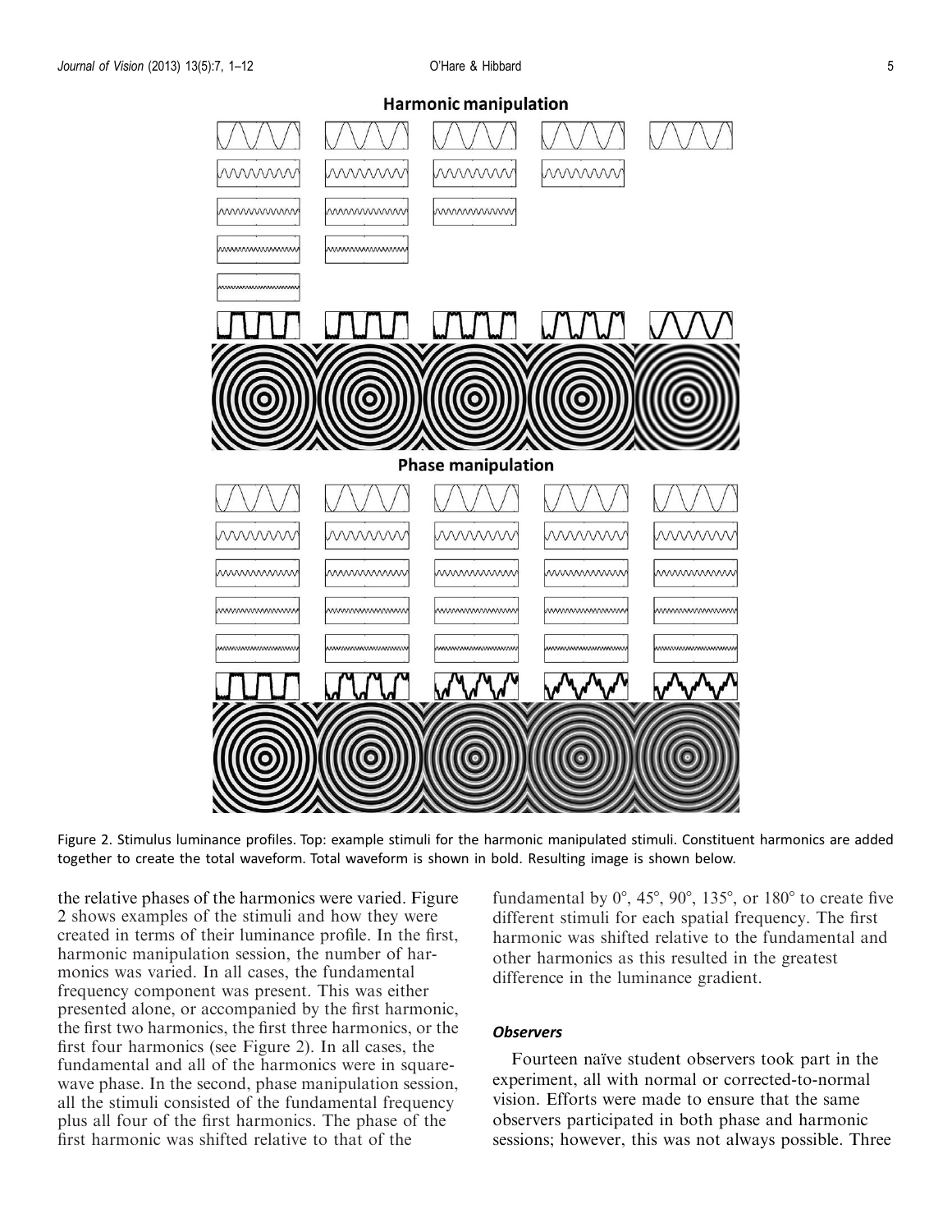Figure 2. Stimulus luminance profiles. Top: example stimuli for the harmonic manipulated stimuli. Constituent harmonics are added together to create the total waveform. Total waveform is shown in bold. Resulting image is shown below.

the relative phases of the harmonics were varied. Figure 2 shows examples of the stimuli and how they were created in terms of their luminance profile. In the first, harmonic manipulation session, the number of harmonics was varied. In all cases, the fundamental frequency component was present. This was either presented alone, or accompanied by the first harmonic, the first two harmonics, the first three harmonics, or the first four harmonics (see Figure 2). In all cases, the fundamental and all of the harmonics were in square-wave phase. In the second, phase manipulation session, all the stimuli consisted of the fundamental frequency plus all four of the first harmonics. The phase of the first harmonic was shifted relative to that of the fundamental by 0°, 45°, 90°, 135°, or 180° to create five different stimuli for each spatial frequency. The first harmonic was shifted relative to the fundamental and other harmonics as this resulted in the greatest difference in the luminance gradient.

### *Observers*

Fourteen naïve student observers took part in the experiment, all with normal or corrected-to-normal vision. Efforts were made to ensure that the same observers participated in both phase and harmonic sessions; however, this was not always possible. Three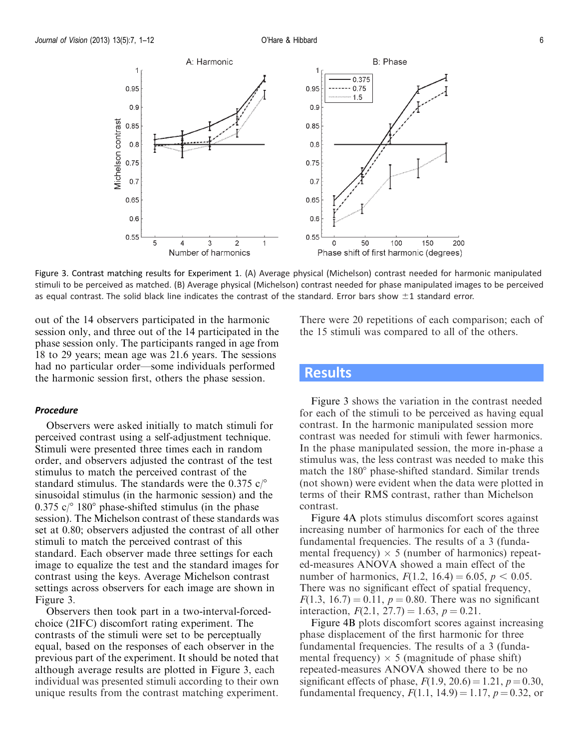Figure 3. Contrast matching results for Experiment 1. (A) Average physical (Michelson) contrast needed for harmonic manipulated stimuli to be perceived as matched. (B) Average physical (Michelson) contrast needed for phase manipulated images to be perceived as equal contrast. The solid black line indicates the contrast of the standard. Error bars show ±1 standard error.

out of the 14 observers participated in the harmonic session only, and three out of the 14 participated in the phase session only. The participants ranged in age from 18 to 29 years; mean age was 21.6 years. The sessions had no particular order—some individuals performed the harmonic session first, others the phase session.

#### *Procedure*

Observers were asked initially to match stimuli for perceived contrast using a self-adjustment technique. Stimuli were presented three times each in random order, and observers adjusted the contrast of the test stimulus to match the perceived contrast of the standard stimulus. The standards were the 0.375 c/° sinusoidal stimulus (in the harmonic session) and the 0.375 c/° 180° phase-shifted stimulus (in the phase session). The Michelson contrast of these standards was set at 0.80; observers adjusted the contrast of all other stimuli to match the perceived contrast of this standard. Each observer made three settings for each image to equalize the test and the standard images for contrast using the keys. Average Michelson contrast settings across observers for each image are shown in Figure 3.

Observers then took part in a two-interval-forced-choice (2IFC) discomfort rating experiment. The contrasts of the stimuli were set to be perceptually equal, based on the responses of each observer in the previous part of the experiment. It should be noted that although average results are plotted in Figure 3, each individual was presented stimuli according to their own unique results from the contrast matching experiment. There were 20 repetitions of each comparison; each of the 15 stimuli was compared to all of the others.

## Results

Figure 3 shows the variation in the contrast needed for each of the stimuli to be perceived as having equal contrast. In the harmonic manipulated session more contrast was needed for stimuli with fewer harmonics. In the phase manipulated session, the more in-phase a stimulus was, the less contrast was needed to make this match the 180° phase-shifted standard. Similar trends (not shown) were evident when the data were plotted in terms of their RMS contrast, rather than Michelson contrast.

Figure 4A plots stimulus discomfort scores against increasing number of harmonics for each of the three fundamental frequencies. The results of a 3 (fundamental frequency) × 5 (number of harmonics) repeated-measures ANOVA showed a main effect of the number of harmonics, $F(1.2, 16.4) = 6.05$, $p < 0.05$. There was no significant effect of spatial frequency, $F(1.3, 16.7) = 0.11$, $p = 0.80$. There was no significant interaction, $F(2.1, 27.7) = 1.63$, $p = 0.21$.

Figure 4B plots discomfort scores against increasing phase displacement of the first harmonic for three fundamental frequencies. The results of a 3 (fundamental frequency) × 5 (magnitude of phase shift) repeated-measures ANOVA showed there to be no significant effects of phase, $F(1.9, 20.6) = 1.21$, $p = 0.30$, fundamental frequency, $F(1.1, 14.9) = 1.17$, $p = 0.32$, or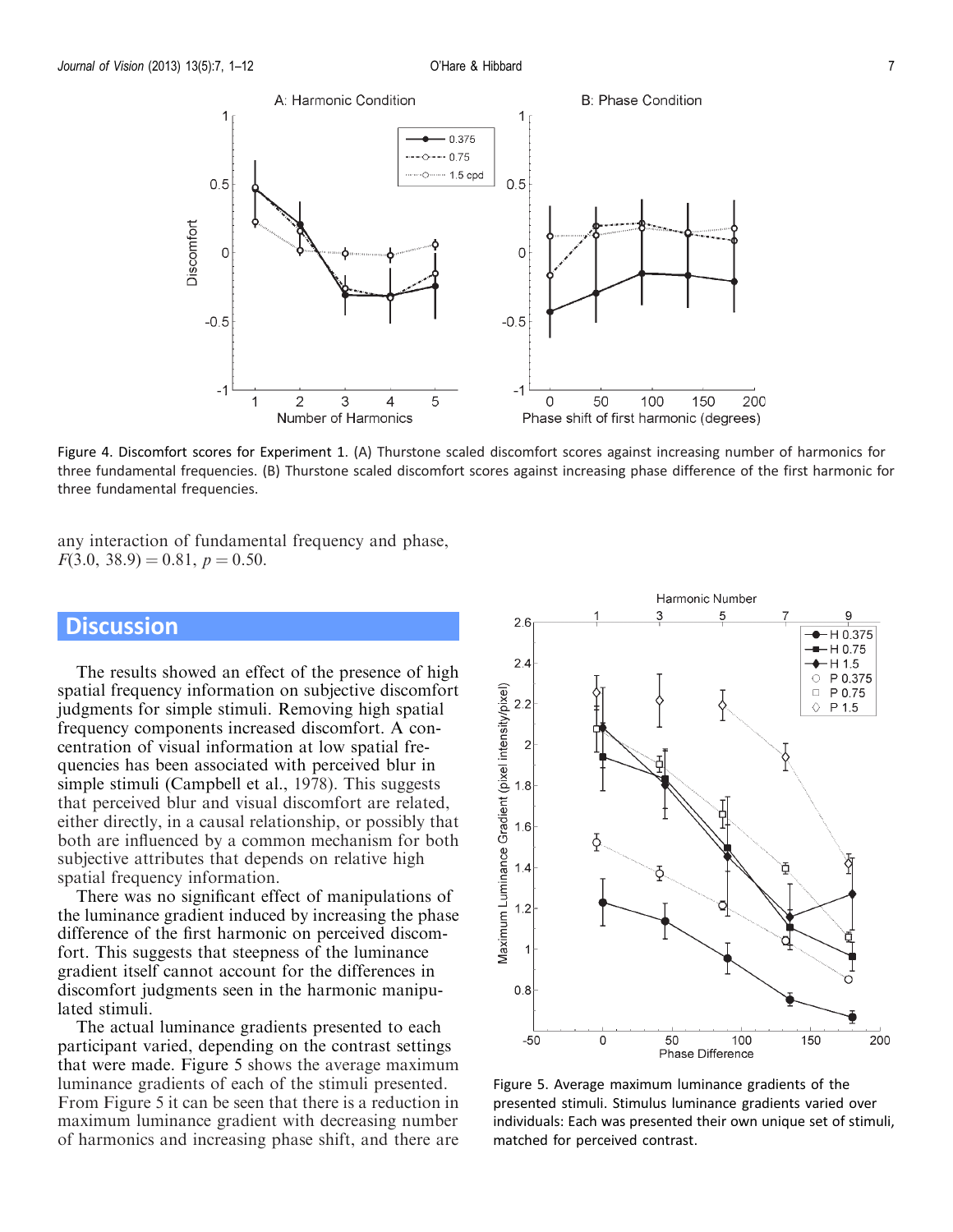Figure 4. Discomfort scores for Experiment 1. (A) Thurstone scaled discomfort scores against increasing number of harmonics for three fundamental frequencies. (B) Thurstone scaled discomfort scores against increasing phase difference of the first harmonic for three fundamental frequencies.

any interaction of fundamental frequency and phase, $F(3.0, 38.9) = 0.81$, $p = 0.50$.

## Discussion

The results showed an effect of the presence of high spatial frequency information on subjective discomfort judgments for simple stimuli. Removing high spatial frequency components increased discomfort. A concentration of visual information at low spatial frequencies has been associated with perceived blur in simple stimuli (Campbell et al., 1978). This suggests that perceived blur and visual discomfort are related, either directly, in a causal relationship, or possibly that both are influenced by a common mechanism for both subjective attributes that depends on relative high spatial frequency information.

There was no significant effect of manipulations of the luminance gradient induced by increasing the phase difference of the first harmonic on perceived discomfort. This suggests that steepness of the luminance gradient itself cannot account for the differences in discomfort judgments seen in the harmonic manipulated stimuli.

The actual luminance gradients presented to each participant varied, depending on the contrast settings that were made. Figure 5 shows the average maximum luminance gradients of each of the stimuli presented. From Figure 5 it can be seen that there is a reduction in maximum luminance gradient with decreasing number of harmonics and increasing phase shift, and there are

Figure 5. Average maximum luminance gradients of the presented stimuli. Stimulus luminance gradients varied over individuals: Each was presented their own unique set of stimuli, matched for perceived contrast.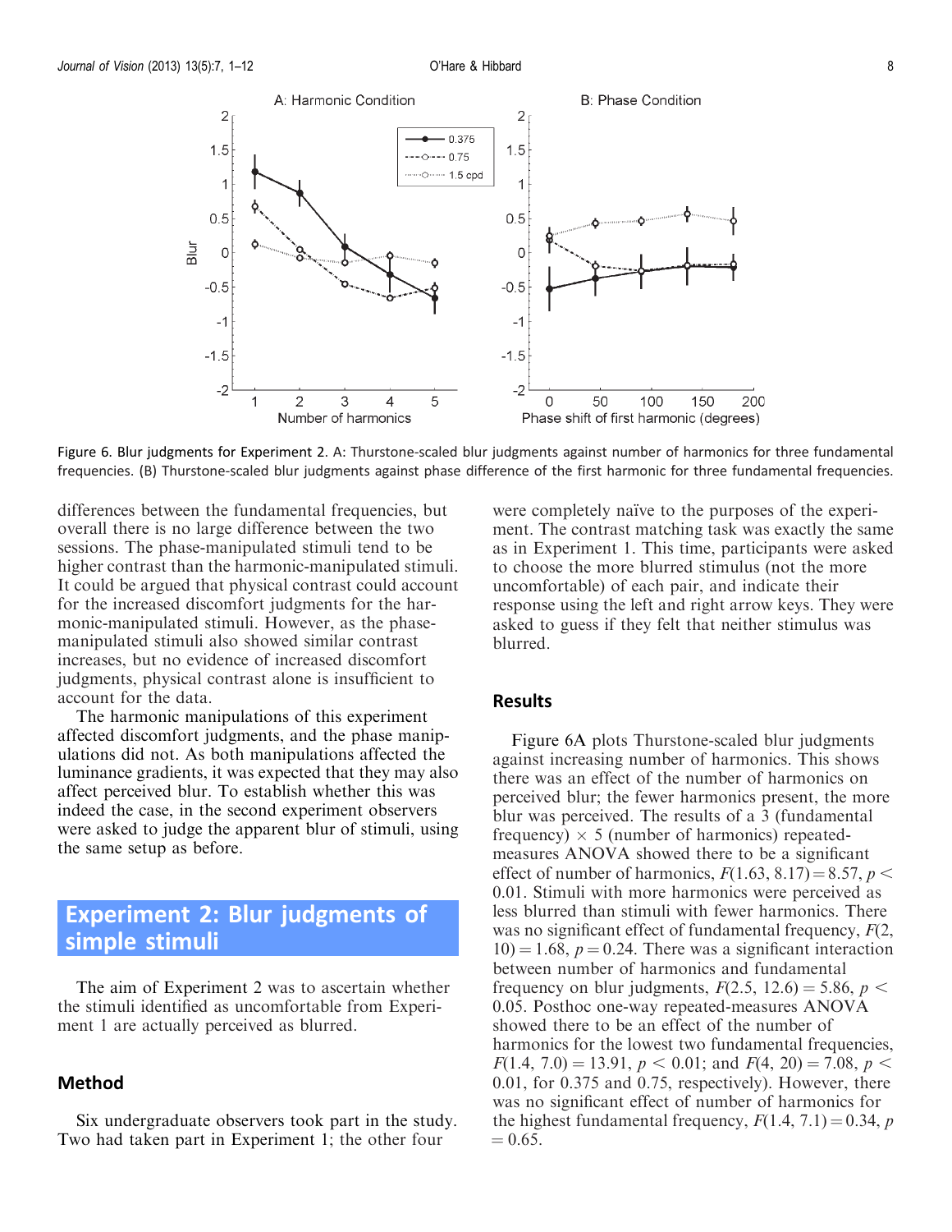Figure 6. Blur judgments for Experiment 2. A: Thurstone-scaled blur judgments against number of harmonics for three fundamental frequencies. (B) Thurstone-scaled blur judgments against phase difference of the first harmonic for three fundamental frequencies.

differences between the fundamental frequencies, but overall there is no large difference between the two sessions. The phase-manipulated stimuli tend to be higher contrast than the harmonic-manipulated stimuli. It could be argued that physical contrast could account for the increased discomfort judgments for the harmonic-manipulated stimuli. However, as the phase-manipulated stimuli also showed similar contrast increases, but no evidence of increased discomfort judgments, physical contrast alone is insufficient to account for the data.

The harmonic manipulations of this experiment affected discomfort judgments, and the phase manipulations did not. As both manipulations affected the luminance gradients, it was expected that they may also affect perceived blur. To establish whether this was indeed the case, in the second experiment observers were asked to judge the apparent blur of stimuli, using the same setup as before.

## Experiment 2: Blur judgments of simple stimuli

The aim of Experiment 2 was to ascertain whether the stimuli identified as uncomfortable from Experiment 1 are actually perceived as blurred.

### Method

Six undergraduate observers took part in the study. Two had taken part in Experiment 1; the other four were completely naïve to the purposes of the experiment. The contrast matching task was exactly the same as in Experiment 1. This time, participants were asked to choose the more blurred stimulus (not the more uncomfortable) of each pair, and indicate their response using the left and right arrow keys. They were asked to guess if they felt that neither stimulus was blurred.

### Results

Figure 6A plots Thurstone-scaled blur judgments against increasing number of harmonics. This shows there was an effect of the number of harmonics on perceived blur; the fewer harmonics present, the more blur was perceived. The results of a 3 (fundamental frequency) × 5 (number of harmonics) repeated-measures ANOVA showed there to be a significant effect of number of harmonics, $F(1.63, 8.17) = 8.57$, $p < 0.01$. Stimuli with more harmonics were perceived as less blurred than stimuli with fewer harmonics. There was no significant effect of fundamental frequency, $F(2, 10) = 1.68$, $p = 0.24$. There was a significant interaction between number of harmonics and fundamental frequency on blur judgments, $F(2.5, 12.6) = 5.86$, $p < 0.05$. Posthoc one-way repeated-measures ANOVA showed there to be an effect of the number of harmonics for the lowest two fundamental frequencies, $F(1.4, 7.0) = 13.91$, $p < 0.01$; and $F(4, 20) = 7.08$, $p < 0.01$, for 0.375 and 0.75, respectively). However, there was no significant effect of number of harmonics for the highest fundamental frequency, $F(1.4, 7.1) = 0.34$, $p = 0.65$.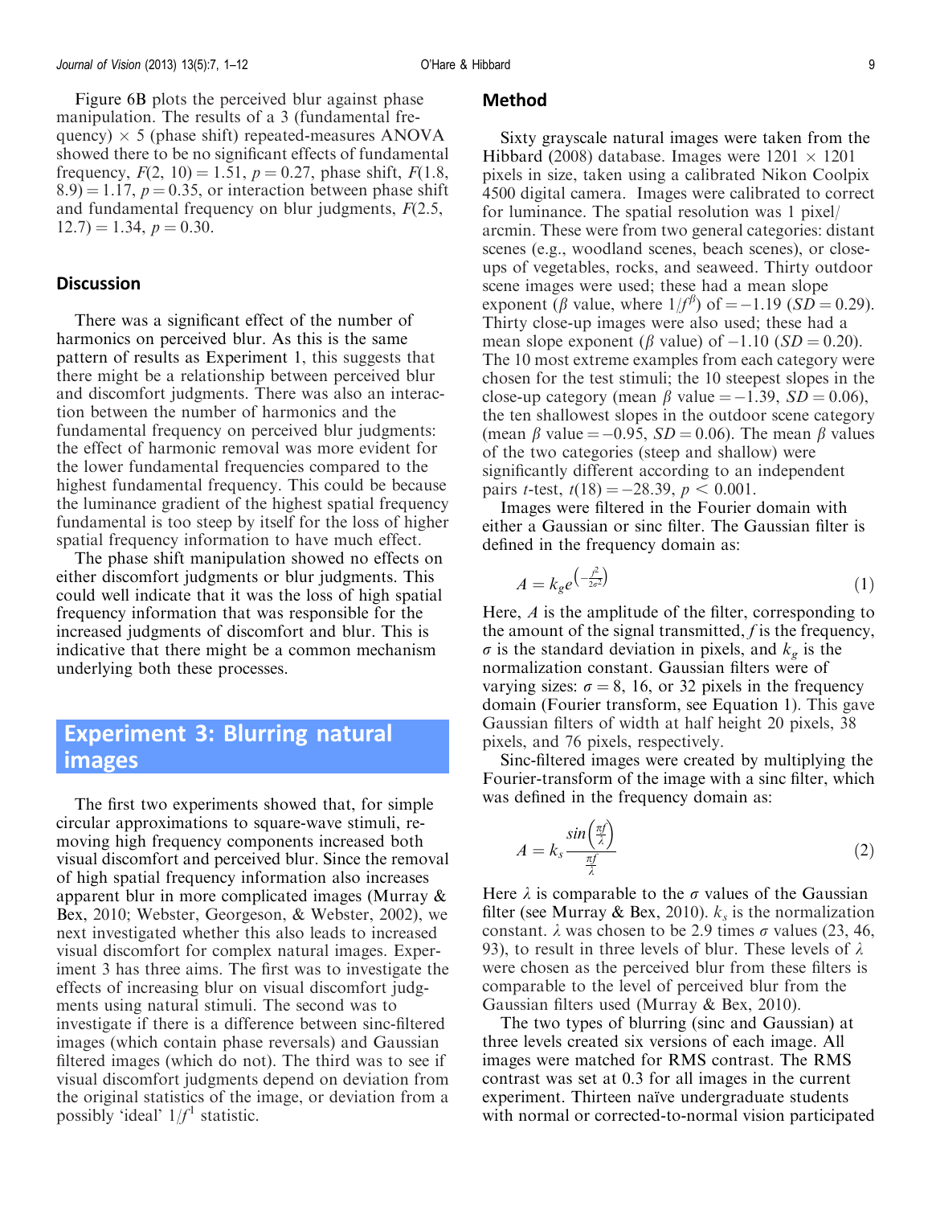Figure 6B plots the perceived blur against phase manipulation. The results of a 3 (fundamental frequency) × 5 (phase shift) repeated-measures ANOVA showed there to be no significant effects of fundamental frequency, $F(2, 10) = 1.51$, $p = 0.27$, phase shift, $F(1.8, 8.9) = 1.17$, $p = 0.35$, or interaction between phase shift and fundamental frequency on blur judgments, $F(2.5, 12.7) = 1.34$, $p = 0.30$.

## Discussion

There was a significant effect of the number of harmonics on perceived blur. As this is the same pattern of results as Experiment 1, this suggests that there might be a relationship between perceived blur and discomfort judgments. There was also an interaction between the number of harmonics and the fundamental frequency on perceived blur judgments: the effect of harmonic removal was more evident for the lower fundamental frequencies compared to the highest fundamental frequency. This could be because the luminance gradient of the highest spatial frequency fundamental is too steep by itself for the loss of higher spatial frequency information to have much effect.

The phase shift manipulation showed no effects on either discomfort judgments or blur judgments. This could well indicate that it was the loss of high spatial frequency information that was responsible for the increased judgments of discomfort and blur. This is indicative that there might be a common mechanism underlying both these processes.

# Experiment 3: Blurring natural images

The first two experiments showed that, for simple circular approximations to square-wave stimuli, removing high frequency components increased both visual discomfort and perceived blur. Since the removal of high spatial frequency information also increases apparent blur in more complicated images (Murray & Bex, 2010; Webster, Georgeson, & Webster, 2002), we next investigated whether this also leads to increased visual discomfort for complex natural images. Experiment 3 has three aims. The first was to investigate the effects of increasing blur on visual discomfort judgments using natural stimuli. The second was to investigate if there is a difference between sinc-filtered images (which contain phase reversals) and Gaussian filtered images (which do not). The third was to see if visual discomfort judgments depend on deviation from the original statistics of the image, or deviation from a possibly 'ideal' $1/f^1$ statistic.

## Method

Sixty grayscale natural images were taken from the Hibbard (2008) database. Images were 1201 × 1201 pixels in size, taken using a calibrated Nikon Coolpix 4500 digital camera. Images were calibrated to correct for luminance. The spatial resolution was 1 pixel/arcmin. These were from two general categories: distant scenes (e.g., woodland scenes, beach scenes), or close-ups of vegetables, rocks, and seaweed. Thirty outdoor scene images were used; these had a mean slope exponent ($\beta$ value, where $1/f^{\beta}$) of $= -1.19$ ($SD = 0.29$). Thirty close-up images were also used; these had a mean slope exponent ($\beta$ value) of $-1.10$ ($SD = 0.20$). The 10 most extreme examples from each category were chosen for the test stimuli; the 10 steepest slopes in the close-up category (mean $\beta$ value $= -1.39$, $SD = 0.06$), the ten shallowest slopes in the outdoor scene category (mean $\beta$ value $= -0.95$, $SD = 0.06$). The mean $\beta$ values of the two categories (steep and shallow) were significantly different according to an independent pairs $t$-test, $t(18) = -28.39$, $p < 0.001$.

Images were filtered in the Fourier domain with either a Gaussian or sinc filter. The Gaussian filter is defined in the frequency domain as:

$$A = k_g e^{\left(-\frac{f^2}{2\sigma^2}\right)} \tag{1}$$

Here, $A$ is the amplitude of the filter, corresponding to the amount of the signal transmitted, $f$ is the frequency, $\sigma$ is the standard deviation in pixels, and $k_g$ is the normalization constant. Gaussian filters were of varying sizes: $\sigma = 8$, 16, or 32 pixels in the frequency domain (Fourier transform, see Equation 1). This gave Gaussian filters of width at half height 20 pixels, 38 pixels, and 76 pixels, respectively.

Sinc-filtered images were created by multiplying the Fourier-transform of the image with a sinc filter, which was defined in the frequency domain as:

$$A = k_s \frac{\sin\left(\frac{\pi f}{\lambda}\right)}{\frac{\pi f}{\lambda}} \tag{2}$$

Here $\lambda$ is comparable to the $\sigma$ values of the Gaussian filter (see Murray & Bex, 2010). $k_s$ is the normalization constant. $\lambda$ was chosen to be 2.9 times $\sigma$ values (23, 46, 93), to result in three levels of blur. These levels of $\lambda$ were chosen as the perceived blur from these filters is comparable to the level of perceived blur from the Gaussian filters used (Murray & Bex, 2010).

The two types of blurring (sinc and Gaussian) at three levels created six versions of each image. All images were matched for RMS contrast. The RMS contrast was set at 0.3 for all images in the current experiment. Thirteen naïve undergraduate students with normal or corrected-to-normal vision participated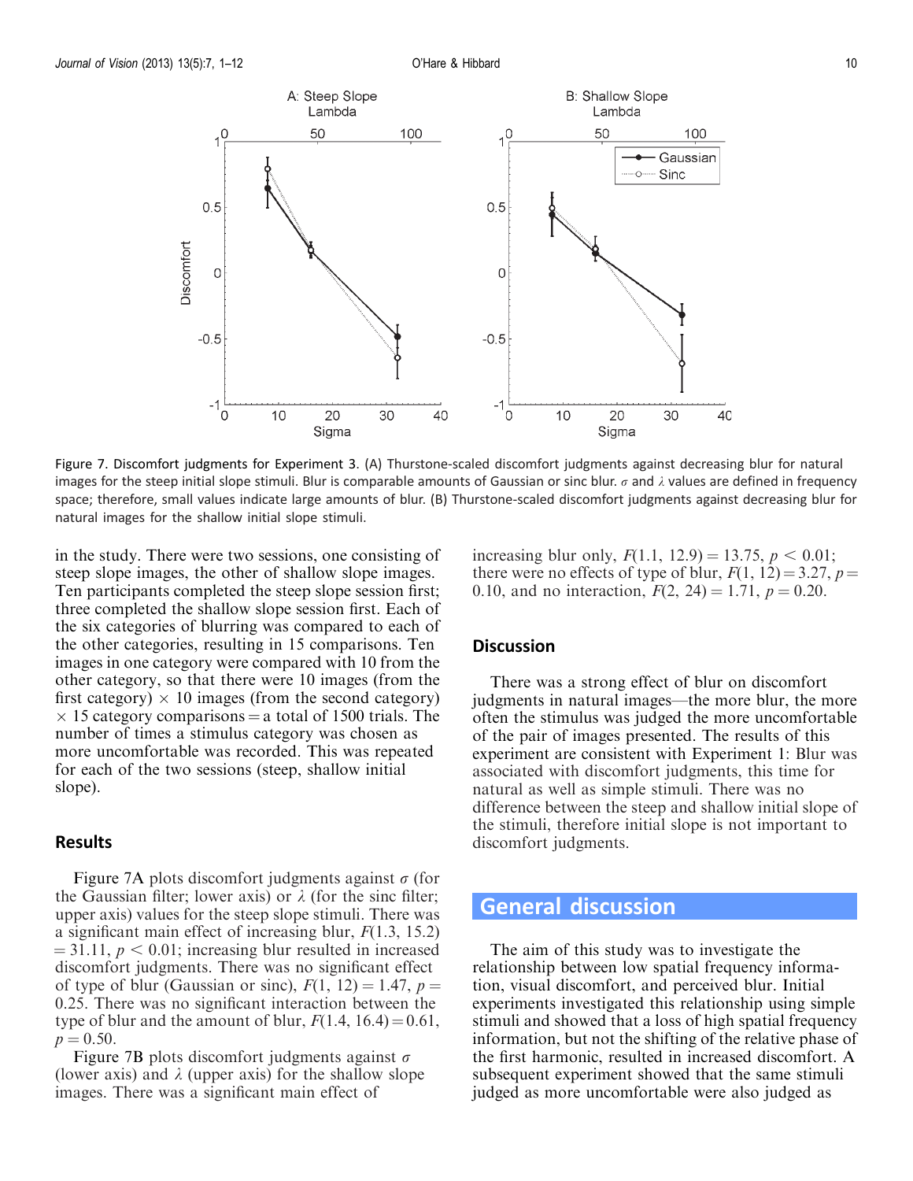Figure 7. Discomfort judgments for Experiment 3. (A) Thurstone-scaled discomfort judgments against decreasing blur for natural images for the steep initial slope stimuli. Blur is comparable amounts of Gaussian or sinc blur. $\sigma$ and $\lambda$ values are defined in frequency space; therefore, small values indicate large amounts of blur. (B) Thurstone-scaled discomfort judgments against decreasing blur for natural images for the shallow initial slope stimuli.

in the study. There were two sessions, one consisting of steep slope images, the other of shallow slope images. Ten participants completed the steep slope session first; three completed the shallow slope session first. Each of the six categories of blurring was compared to each of the other categories, resulting in 15 comparisons. Ten images in one category were compared with 10 from the other category, so that there were 10 images (from the first category) $\times$ 10 images (from the second category) $\times$ 15 category comparisons = a total of 1500 trials. The number of times a stimulus category was chosen as more uncomfortable was recorded. This was repeated for each of the two sessions (steep, shallow initial slope).

## Results

Figure 7A plots discomfort judgments against $\sigma$ (for the Gaussian filter; lower axis) or $\lambda$ (for the sinc filter; upper axis) values for the steep slope stimuli. There was a significant main effect of increasing blur, $F(1.3, 15.2) = 31.11$, $p < 0.01$; increasing blur resulted in increased discomfort judgments. There was no significant effect of type of blur (Gaussian or sinc), $F(1, 12) = 1.47$, $p = 0.25$. There was no significant interaction between the type of blur and the amount of blur, $F(1.4, 16.4) = 0.61$, $p = 0.50$.

Figure 7B plots discomfort judgments against $\sigma$ (lower axis) and $\lambda$ (upper axis) for the shallow slope images. There was a significant main effect of increasing blur only, $F(1.1, 12.9) = 13.75$, $p < 0.01$; there were no effects of type of blur, $F(1, 12) = 3.27$, $p = 0.10$, and no interaction, $F(2, 24) = 1.71$, $p = 0.20$.

## Discussion

There was a strong effect of blur on discomfort judgments in natural images—the more blur, the more often the stimulus was judged the more uncomfortable of the pair of images presented. The results of this experiment are consistent with Experiment 1: Blur was associated with discomfort judgments, this time for natural as well as simple stimuli. There was no difference between the steep and shallow initial slope of the stimuli, therefore initial slope is not important to discomfort judgments.

# General discussion

The aim of this study was to investigate the relationship between low spatial frequency information, visual discomfort, and perceived blur. Initial experiments investigated this relationship using simple stimuli and showed that a loss of high spatial frequency information, but not the shifting of the relative phase of the first harmonic, resulted in increased discomfort. A subsequent experiment showed that the same stimuli judged as more uncomfortable were also judged as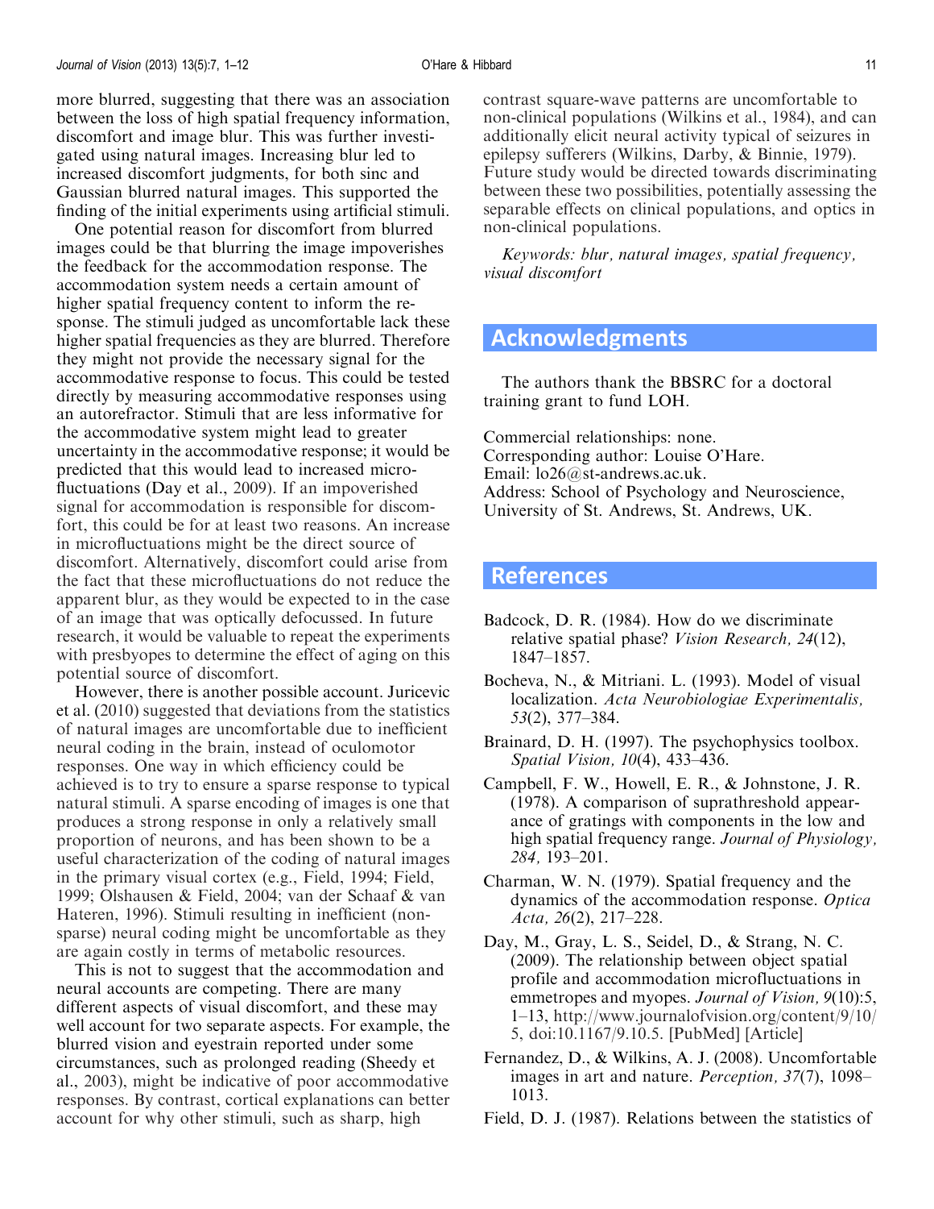more blurred, suggesting that there was an association between the loss of high spatial frequency information, discomfort and image blur. This was further investigated using natural images. Increasing blur led to increased discomfort judgments, for both sinc and Gaussian blurred natural images. This supported the finding of the initial experiments using artificial stimuli.

One potential reason for discomfort from blurred images could be that blurring the image impoverishes the feedback for the accommodation response. The accommodation system needs a certain amount of higher spatial frequency content to inform the response. The stimuli judged as uncomfortable lack these higher spatial frequencies as they are blurred. Therefore they might not provide the necessary signal for the accommodative response to focus. This could be tested directly by measuring accommodative responses using an autorefractor. Stimuli that are less informative for the accommodative system might lead to greater uncertainty in the accommodative response; it would be predicted that this would lead to increased microfluctuations (Day et al., 2009). If an impoverished signal for accommodation is responsible for discomfort, this could be for at least two reasons. An increase in microfluctuations might be the direct source of discomfort. Alternatively, discomfort could arise from the fact that these microfluctuations do not reduce the apparent blur, as they would be expected to in the case of an image that was optically defocussed. In future research, it would be valuable to repeat the experiments with presbyopes to determine the effect of aging on this potential source of discomfort.

However, there is another possible account. Juricevic et al. (2010) suggested that deviations from the statistics of natural images are uncomfortable due to inefficient neural coding in the brain, instead of oculomotor responses. One way in which efficiency could be achieved is to try to ensure a sparse response to typical natural stimuli. A sparse encoding of images is one that produces a strong response in only a relatively small proportion of neurons, and has been shown to be a useful characterization of the coding of natural images in the primary visual cortex (e.g., Field, 1994; Field, 1999; Olshausen & Field, 2004; van der Schaaf & van Hateren, 1996). Stimuli resulting in inefficient (non-sparse) neural coding might be uncomfortable as they are again costly in terms of metabolic resources.

This is not to suggest that the accommodation and neural accounts are competing. There are many different aspects of visual discomfort, and these may well account for two separate aspects. For example, the blurred vision and eyestrain reported under some circumstances, such as prolonged reading (Sheedy et al., 2003), might be indicative of poor accommodative responses. By contrast, cortical explanations can better account for why other stimuli, such as sharp, high contrast square-wave patterns are uncomfortable to non-clinical populations (Wilkins et al., 1984), and can additionally elicit neural activity typical of seizures in epilepsy sufferers (Wilkins, Darby, & Binnie, 1979). Future study would be directed towards discriminating between these two possibilities, potentially assessing the separable effects on clinical populations, and optics in non-clinical populations.

*Keywords: blur, natural images, spatial frequency, visual discomfort*

## Acknowledgments

The authors thank the BBSRC for a doctoral training grant to fund LOH.

Commercial relationships: none.
Corresponding author: Louise O'Hare.
Email: lo26@st-andrews.ac.uk.
Address: School of Psychology and Neuroscience, University of St. Andrews, St. Andrews, UK.

## References

Badcock, D. R. (1984). How do we discriminate relative spatial phase? *Vision Research, 24*(12), 1847–1857.

Bocheva, N., & Mitriani. L. (1993). Model of visual localization. *Acta Neurobiologiae Experimentalis, 53*(2), 377–384.

Brainard, D. H. (1997). The psychophysics toolbox. *Spatial Vision, 10*(4), 433–436.

Campbell, F. W., Howell, E. R., & Johnstone, J. R. (1978). A comparison of suprathreshold appearance of gratings with components in the low and high spatial frequency range. *Journal of Physiology, 284,* 193–201.

Charman, W. N. (1979). Spatial frequency and the dynamics of the accommodation response. *Optica Acta, 26*(2), 217–228.

Day, M., Gray, L. S., Seidel, D., & Strang, N. C. (2009). The relationship between object spatial profile and accommodation microfluctuations in emmetropes and myopes. *Journal of Vision, 9*(10):5, 1–13, http://www.journalofvision.org/content/9/10/5, doi:10.1167/9.10.5. [PubMed] [Article]

Fernandez, D., & Wilkins, A. J. (2008). Uncomfortable images in art and nature. *Perception, 37*(7), 1098–1013.

Field, D. J. (1987). Relations between the statistics of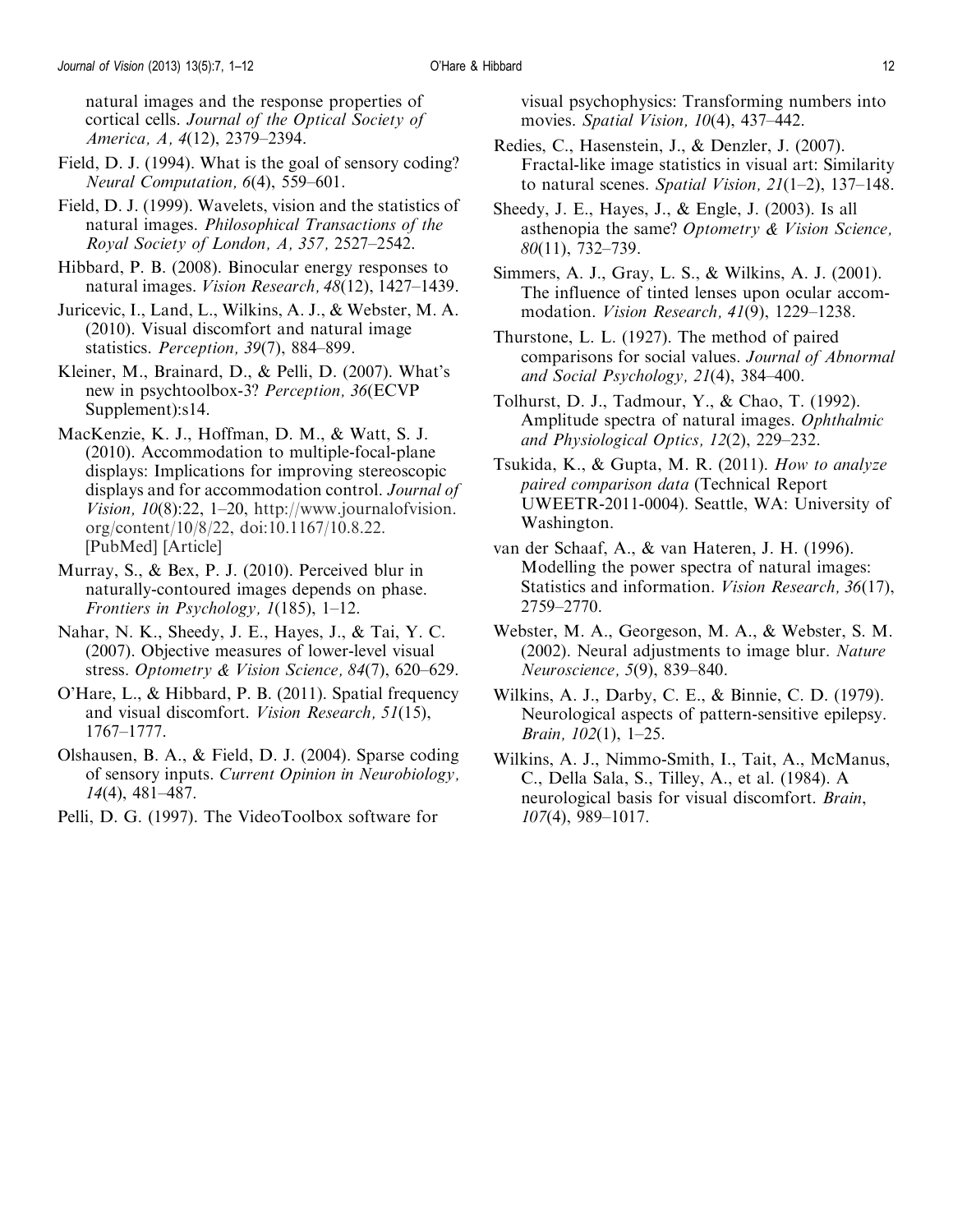natural images and the response properties of cortical cells. *Journal of the Optical Society of America, A, 4*(12), 2379–2394.

Field, D. J. (1994). What is the goal of sensory coding? *Neural Computation, 6*(4), 559–601.

Field, D. J. (1999). Wavelets, vision and the statistics of natural images. *Philosophical Transactions of the Royal Society of London, A, 357,* 2527–2542.

Hibbard, P. B. (2008). Binocular energy responses to natural images. *Vision Research, 48*(12), 1427–1439.

Juricevic, I., Land, L., Wilkins, A. J., & Webster, M. A. (2010). Visual discomfort and natural image statistics. *Perception, 39*(7), 884–899.

Kleiner, M., Brainard, D., & Pelli, D. (2007). What's new in psychtoolbox-3? *Perception, 36*(ECVP Supplement):s14.

MacKenzie, K. J., Hoffman, D. M., & Watt, S. J. (2010). Accommodation to multiple-focal-plane displays: Implications for improving stereoscopic displays and for accommodation control. *Journal of Vision, 10*(8):22, 1–20, http://www.journalofvision.org/content/10/8/22, doi:10.1167/10.8.22. [PubMed] [Article]

Murray, S., & Bex, P. J. (2010). Perceived blur in naturally-contoured images depends on phase. *Frontiers in Psychology, 1*(185), 1–12.

Nahar, N. K., Sheedy, J. E., Hayes, J., & Tai, Y. C. (2007). Objective measures of lower-level visual stress. *Optometry & Vision Science, 84*(7), 620–629.

O'Hare, L., & Hibbard, P. B. (2011). Spatial frequency and visual discomfort. *Vision Research, 51*(15), 1767–1777.

Olshausen, B. A., & Field, D. J. (2004). Sparse coding of sensory inputs. *Current Opinion in Neurobiology, 14*(4), 481–487.

Pelli, D. G. (1997). The VideoToolbox software for visual psychophysics: Transforming numbers into movies. *Spatial Vision, 10*(4), 437–442.

Redies, C., Hasenstein, J., & Denzler, J. (2007). Fractal-like image statistics in visual art: Similarity to natural scenes. *Spatial Vision, 21*(1–2), 137–148.

Sheedy, J. E., Hayes, J., & Engle, J. (2003). Is all asthenopia the same? *Optometry & Vision Science, 80*(11), 732–739.

Simmers, A. J., Gray, L. S., & Wilkins, A. J. (2001). The influence of tinted lenses upon ocular accommodation. *Vision Research, 41*(9), 1229–1238.

Thurstone, L. L. (1927). The method of paired comparisons for social values. *Journal of Abnormal and Social Psychology, 21*(4), 384–400.

Tolhurst, D. J., Tadmour, Y., & Chao, T. (1992). Amplitude spectra of natural images. *Ophthalmic and Physiological Optics, 12*(2), 229–232.

Tsukida, K., & Gupta, M. R. (2011). *How to analyze paired comparison data* (Technical Report UWEETR-2011-0004). Seattle, WA: University of Washington.

van der Schaaf, A., & van Hateren, J. H. (1996). Modelling the power spectra of natural images: Statistics and information. *Vision Research, 36*(17), 2759–2770.

Webster, M. A., Georgeson, M. A., & Webster, S. M. (2002). Neural adjustments to image blur. *Nature Neuroscience, 5*(9), 839–840.

Wilkins, A. J., Darby, C. E., & Binnie, C. D. (1979). Neurological aspects of pattern-sensitive epilepsy. *Brain, 102*(1), 1–25.

Wilkins, A. J., Nimmo-Smith, I., Tait, A., McManus, C., Della Sala, S., Tilley, A., et al. (1984). A neurological basis for visual discomfort. *Brain, 107*(4), 989–1017.